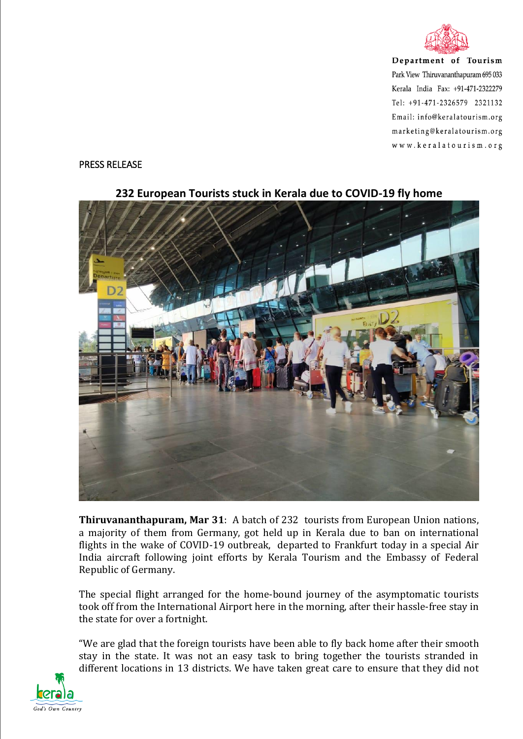Department of Tourism
Park View Thiruvananthapuram 695 033
Kerala India Fax: +91-471-2322279
Tel: +91-471-2326579 2321132
Email: info@keralatourism.org
marketing@keralatourism.org
www.keralatourism.org

PRESS RELEASE

## 232 European Tourists stuck in Kerala due to COVID-19 fly home

**Thiruvananthapuram, Mar 31**: A batch of 232 tourists from European Union nations, a majority of them from Germany, got held up in Kerala due to ban on international flights in the wake of COVID-19 outbreak, departed to Frankfurt today in a special Air India aircraft following joint efforts by Kerala Tourism and the Embassy of Federal Republic of Germany.

The special flight arranged for the home-bound journey of the asymptomatic tourists took off from the International Airport here in the morning, after their hassle-free stay in the state for over a fortnight.

"We are glad that the foreign tourists have been able to fly back home after their smooth stay in the state. It was not an easy task to bring together the tourists stranded in different locations in 13 districts. We have taken great care to ensure that they did not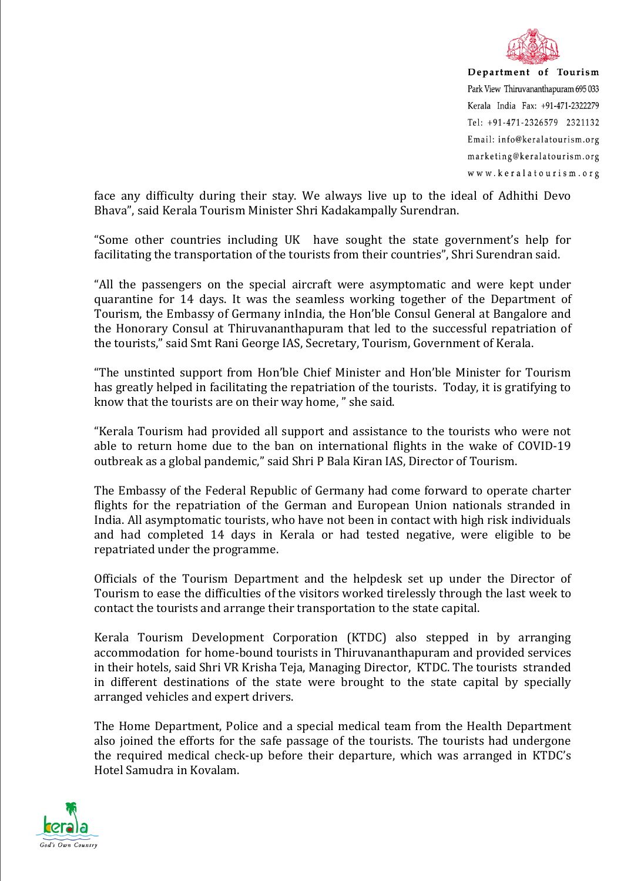face any difficulty during their stay. We always live up to the ideal of Adhithi Devo Bhava", said Kerala Tourism Minister Shri Kadakampally Surendran.

"Some other countries including UK have sought the state government's help for facilitating the transportation of the tourists from their countries", Shri Surendran said.

"All the passengers on the special aircraft were asymptomatic and were kept under quarantine for 14 days. It was the seamless working together of the Department of Tourism, the Embassy of Germany inIndia, the Hon'ble Consul General at Bangalore and the Honorary Consul at Thiruvananthapuram that led to the successful repatriation of the tourists," said Smt Rani George IAS, Secretary, Tourism, Government of Kerala.

"The unstinted support from Hon'ble Chief Minister and Hon'ble Minister for Tourism has greatly helped in facilitating the repatriation of the tourists. Today, it is gratifying to know that the tourists are on their way home, " she said.

"Kerala Tourism had provided all support and assistance to the tourists who were not able to return home due to the ban on international flights in the wake of COVID-19 outbreak as a global pandemic," said Shri P Bala Kiran IAS, Director of Tourism.

The Embassy of the Federal Republic of Germany had come forward to operate charter flights for the repatriation of the German and European Union nationals stranded in India. All asymptomatic tourists, who have not been in contact with high risk individuals and had completed 14 days in Kerala or had tested negative, were eligible to be repatriated under the programme.

Officials of the Tourism Department and the helpdesk set up under the Director of Tourism to ease the difficulties of the visitors worked tirelessly through the last week to contact the tourists and arrange their transportation to the state capital.

Kerala Tourism Development Corporation (KTDC) also stepped in by arranging accommodation for home-bound tourists in Thiruvananthapuram and provided services in their hotels, said Shri VR Krisha Teja, Managing Director, KTDC. The tourists stranded in different destinations of the state were brought to the state capital by specially arranged vehicles and expert drivers.

The Home Department, Police and a special medical team from the Health Department also joined the efforts for the safe passage of the tourists. The tourists had undergone the required medical check-up before their departure, which was arranged in KTDC's Hotel Samudra in Kovalam.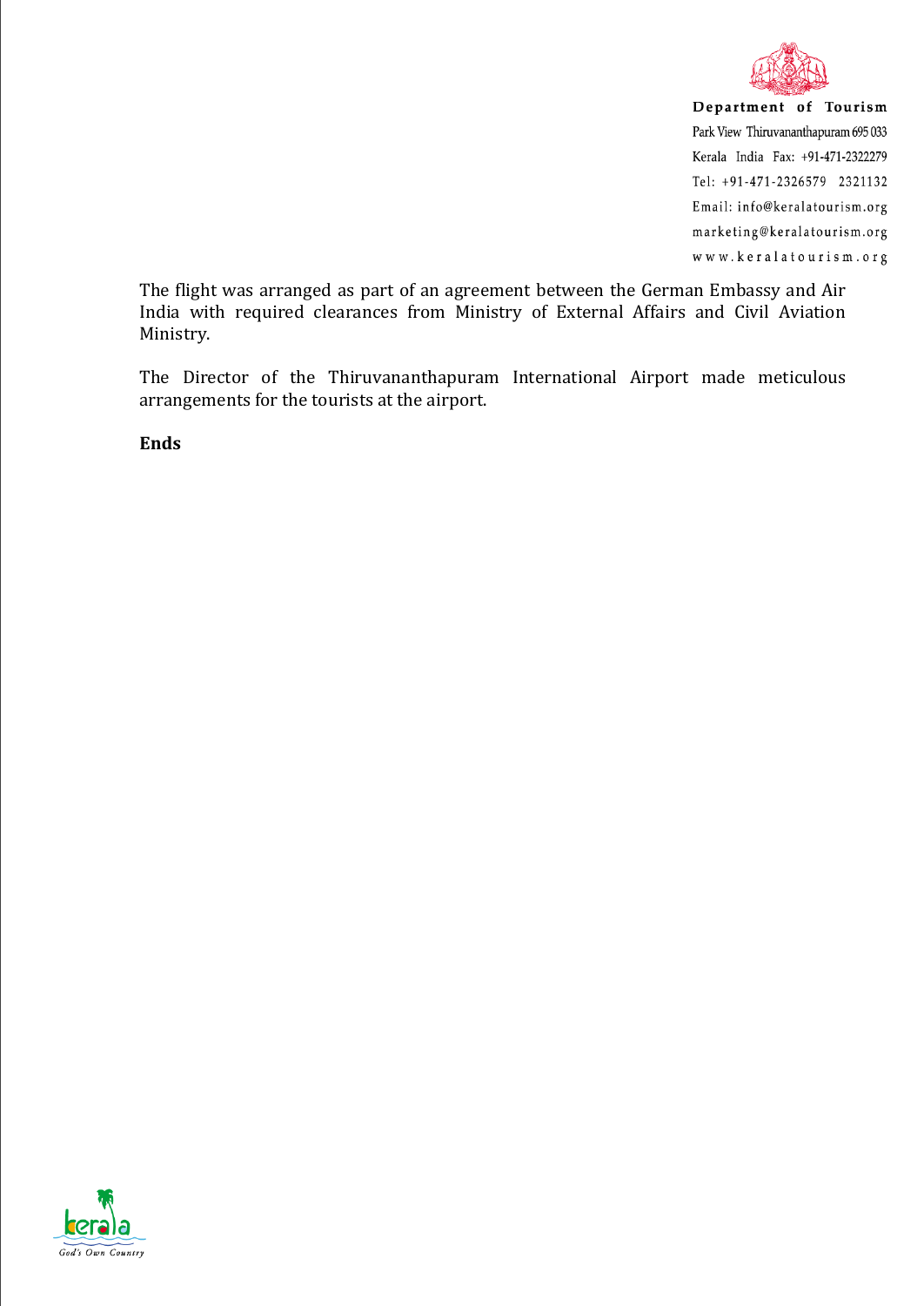The flight was arranged as part of an agreement between the German Embassy and Air India with required clearances from Ministry of External Affairs and Civil Aviation Ministry.

The Director of the Thiruvananthapuram International Airport made meticulous arrangements for the tourists at the airport.

**Ends**